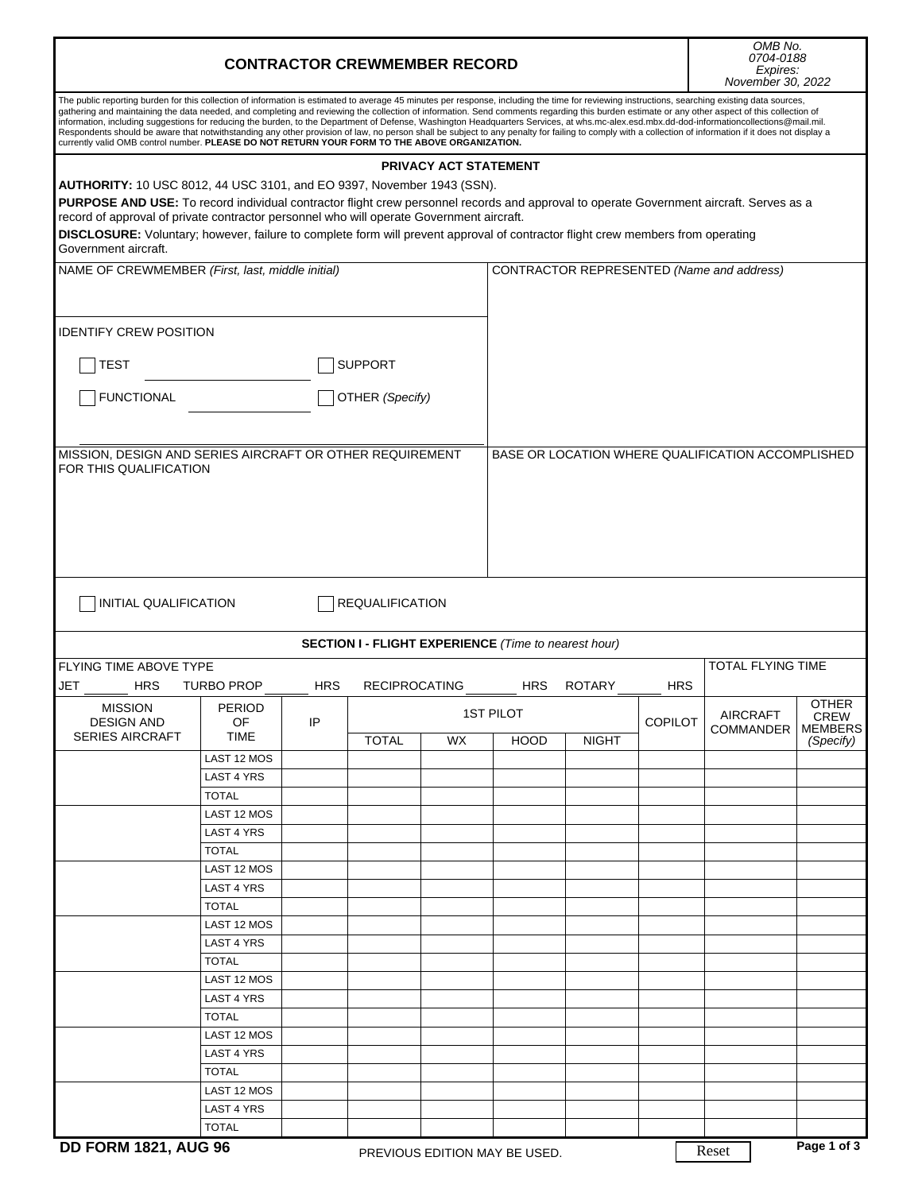# CONTRACTOR CREWMEMBER RECORD

OMB No. 0704-0188
Expires: November 30, 2022

The public reporting burden for this collection of information is estimated to average 45 minutes per response, including the time for reviewing instructions, searching existing data sources, gathering and maintaining the data needed, and completing and reviewing the collection of information. Send comments regarding this burden estimate or any other aspect of this collection of information, including suggestions for reducing the burden, to the Department of Defense, Washington Headquarters Services, at whs.mc-alex.esd.mbx.dd-dod-informationcollections@mail.mil. Respondents should be aware that notwithstanding any other provision of law, no person shall be subject to any penalty for failing to comply with a collection of information if it does not display a currently valid OMB control number. **PLEASE DO NOT RETURN YOUR FORM TO THE ABOVE ORGANIZATION.**

## PRIVACY ACT STATEMENT

**AUTHORITY:** 10 USC 8012, 44 USC 3101, and EO 9397, November 1943 (SSN).

**PURPOSE AND USE:** To record individual contractor flight crew personnel records and approval to operate Government aircraft. Serves as a record of approval of private contractor personnel who will operate Government aircraft.

**DISCLOSURE:** Voluntary; however, failure to complete form will prevent approval of contractor flight crew members from operating Government aircraft.

NAME OF CREWMEMBER *(First, last, middle initial)*

CONTRACTOR REPRESENTED *(Name and address)*

IDENTIFY CREW POSITION

☐ TEST ________ ☐ SUPPORT

☐ FUNCTIONAL ________ ☐ OTHER *(Specify)*

________________________________

MISSION, DESIGN AND SERIES AIRCRAFT OR OTHER REQUIREMENT FOR THIS QUALIFICATION

BASE OR LOCATION WHERE QUALIFICATION ACCOMPLISHED

☐ INITIAL QUALIFICATION ☐ REQUALIFICATION

## SECTION I - FLIGHT EXPERIENCE *(Time to nearest hour)*

FLYING TIME ABOVE TYPE

JET ______ HRS TURBO PROP ______ HRS RECIPROCATING ______ HRS ROTARY ______ HRS

TOTAL FLYING TIME

| MISSION DESIGN AND SERIES AIRCRAFT | PERIOD OF TIME | IP | 1ST PILOT | | | | COPILOT | AIRCRAFT COMMANDER | OTHER CREW MEMBERS *(Specify)* |
|---|---|---|---|---|---|---|---|---|---|
| | | | TOTAL | WX | HOOD | NIGHT | | | |
| | LAST 12 MOS | | | | | | | | |
| | LAST 4 YRS | | | | | | | | |
| | TOTAL | | | | | | | | |
| | LAST 12 MOS | | | | | | | | |
| | LAST 4 YRS | | | | | | | | |
| | TOTAL | | | | | | | | |
| | LAST 12 MOS | | | | | | | | |
| | LAST 4 YRS | | | | | | | | |
| | TOTAL | | | | | | | | |
| | LAST 12 MOS | | | | | | | | |
| | LAST 4 YRS | | | | | | | | |
| | TOTAL | | | | | | | | |
| | LAST 12 MOS | | | | | | | | |
| | LAST 4 YRS | | | | | | | | |
| | TOTAL | | | | | | | | |
| | LAST 12 MOS | | | | | | | | |
| | LAST 4 YRS | | | | | | | | |
| | TOTAL | | | | | | | | |
| | LAST 12 MOS | | | | | | | | |
| | LAST 4 YRS | | | | | | | | |
| | TOTAL | | | | | | | | |

**DD FORM 1821, AUG 96** PREVIOUS EDITION MAY BE USED.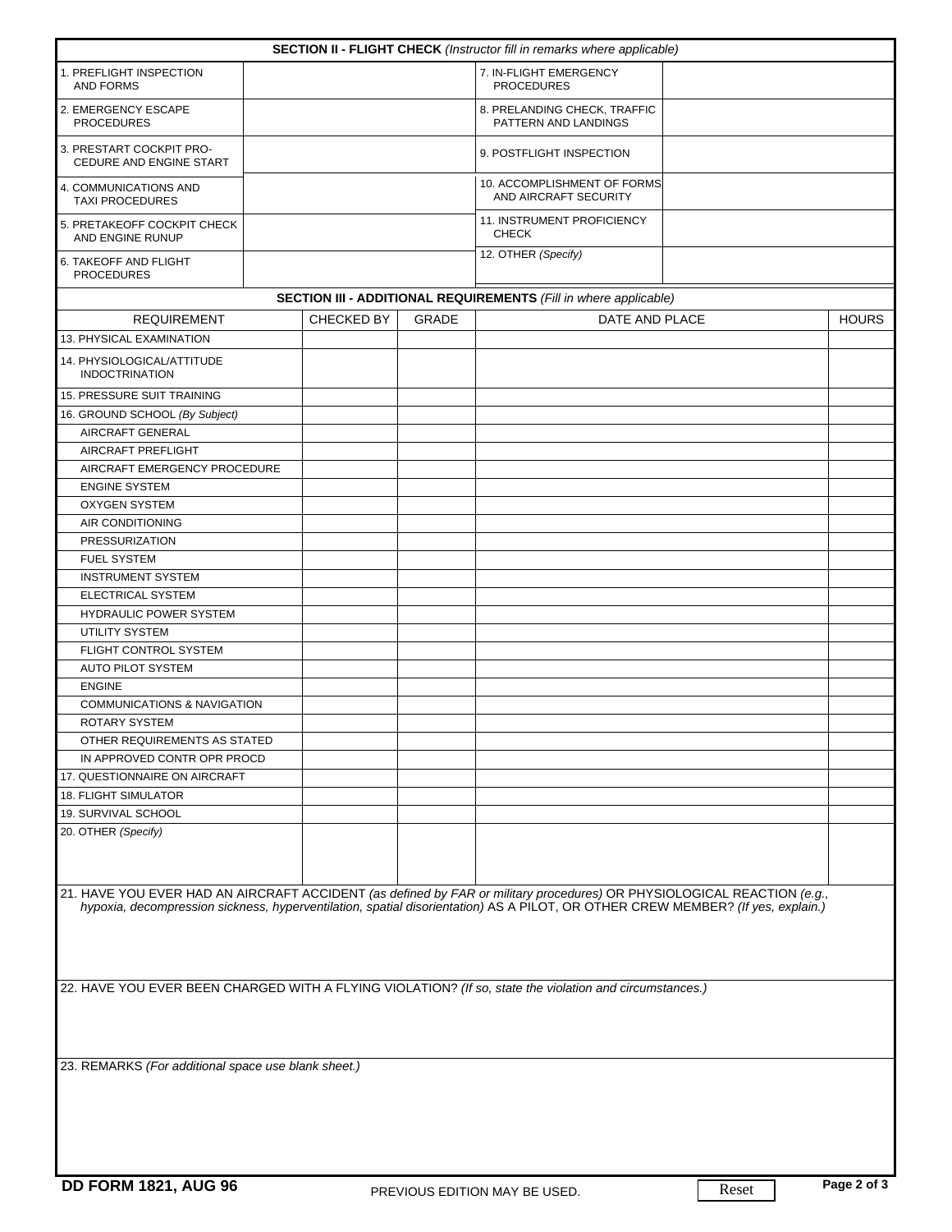## SECTION II - FLIGHT CHECK *(Instructor fill in remarks where applicable)*

| | | | |
|---|---|---|---|
| 1. PREFLIGHT INSPECTION AND FORMS | | 7. IN-FLIGHT EMERGENCY PROCEDURES | |
| 2. EMERGENCY ESCAPE PROCEDURES | | 8. PRELANDING CHECK, TRAFFIC PATTERN AND LANDINGS | |
| 3. PRESTART COCKPIT PRO-CEDURE AND ENGINE START | | 9. POSTFLIGHT INSPECTION | |
| 4. COMMUNICATIONS AND TAXI PROCEDURES | | 10. ACCOMPLISHMENT OF FORMS AND AIRCRAFT SECURITY | |
| 5. PRETAKEOFF COCKPIT CHECK AND ENGINE RUNUP | | 11. INSTRUMENT PROFICIENCY CHECK | |
| 6. TAKEOFF AND FLIGHT PROCEDURES | | 12. OTHER *(Specify)* | |

## SECTION III - ADDITIONAL REQUIREMENTS *(Fill in where applicable)*

| REQUIREMENT | CHECKED BY | GRADE | DATE AND PLACE | HOURS |
|---|---|---|---|---|
| 13. PHYSICAL EXAMINATION | | | | |
| 14. PHYSIOLOGICAL/ATTITUDE INDOCTRINATION | | | | |
| 15. PRESSURE SUIT TRAINING | | | | |
| 16. GROUND SCHOOL *(By Subject)* | | | | |
| AIRCRAFT GENERAL | | | | |
| AIRCRAFT PREFLIGHT | | | | |
| AIRCRAFT EMERGENCY PROCEDURE | | | | |
| ENGINE SYSTEM | | | | |
| OXYGEN SYSTEM | | | | |
| AIR CONDITIONING | | | | |
| PRESSURIZATION | | | | |
| FUEL SYSTEM | | | | |
| INSTRUMENT SYSTEM | | | | |
| ELECTRICAL SYSTEM | | | | |
| HYDRAULIC POWER SYSTEM | | | | |
| UTILITY SYSTEM | | | | |
| FLIGHT CONTROL SYSTEM | | | | |
| AUTO PILOT SYSTEM | | | | |
| ENGINE | | | | |
| COMMUNICATIONS & NAVIGATION | | | | |
| ROTARY SYSTEM | | | | |
| OTHER REQUIREMENTS AS STATED | | | | |
| IN APPROVED CONTR OPR PROCD | | | | |
| 17. QUESTIONNAIRE ON AIRCRAFT | | | | |
| 18. FLIGHT SIMULATOR | | | | |
| 19. SURVIVAL SCHOOL | | | | |
| 20. OTHER *(Specify)* | | | | |

21. HAVE YOU EVER HAD AN AIRCRAFT ACCIDENT *(as defined by FAR or military procedures)* OR PHYSIOLOGICAL REACTION *(e.g., hypoxia, decompression sickness, hyperventilation, spatial disorientation)* AS A PILOT, OR OTHER CREW MEMBER? *(If yes, explain.)*

22. HAVE YOU EVER BEEN CHARGED WITH A FLYING VIOLATION? *(If so, state the violation and circumstances.)*

23. REMARKS *(For additional space use blank sheet.)*

**DD FORM 1821, AUG 96** PREVIOUS EDITION MAY BE USED.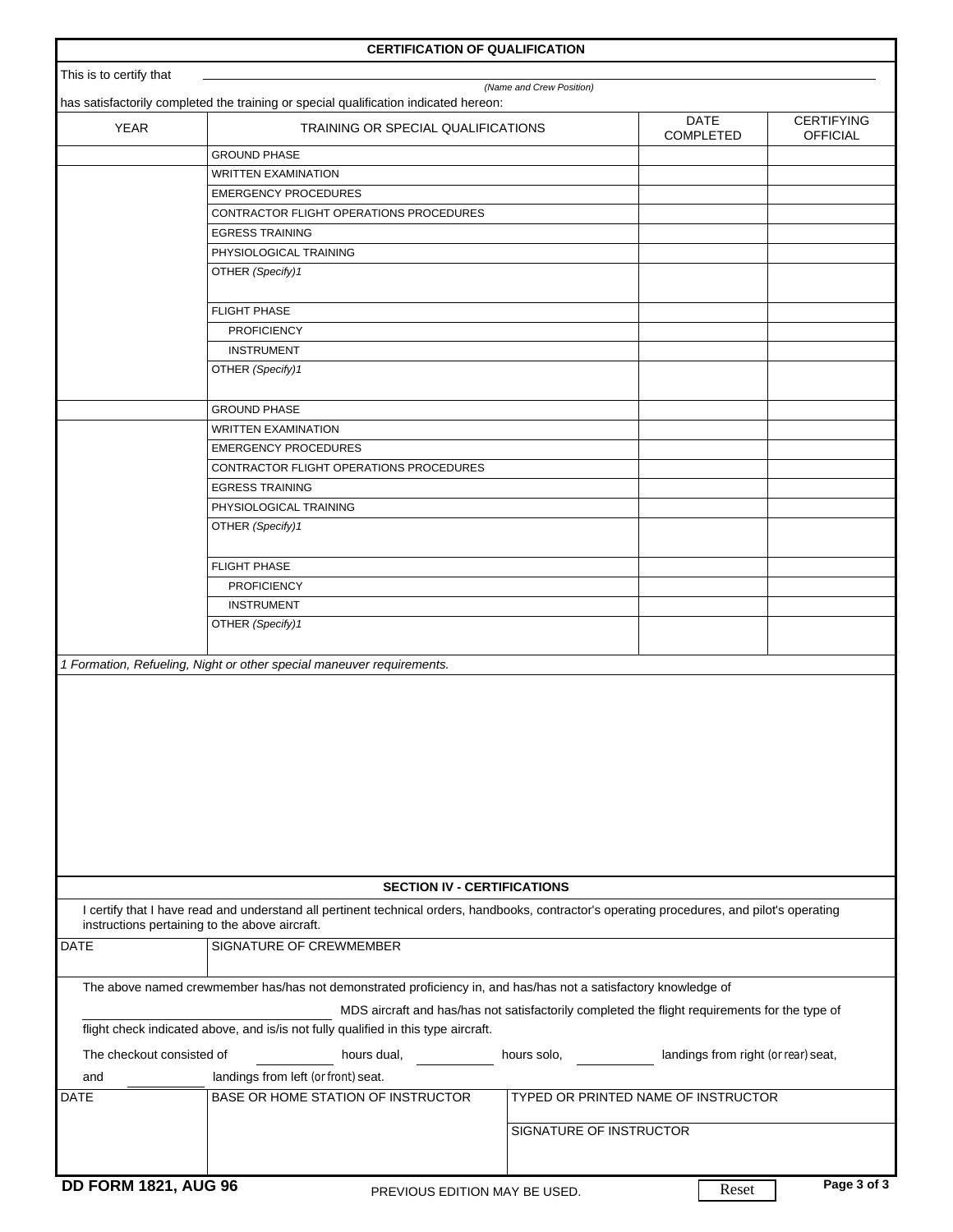## CERTIFICATION OF QUALIFICATION

This is to certify that ______________________________
*(Name and Crew Position)*

has satisfactorily completed the training or special qualification indicated hereon:

| YEAR | TRAINING OR SPECIAL QUALIFICATIONS | DATE COMPLETED | CERTIFYING OFFICIAL |
|---|---|---|---|
| | GROUND PHASE | | |
| | WRITTEN EXAMINATION | | |
| | EMERGENCY PROCEDURES | | |
| | CONTRACTOR FLIGHT OPERATIONS PROCEDURES | | |
| | EGRESS TRAINING | | |
| | PHYSIOLOGICAL TRAINING | | |
| | OTHER *(Specify)*1 | | |
| | FLIGHT PHASE | | |
| | PROFICIENCY | | |
| | INSTRUMENT | | |
| | OTHER *(Specify)*1 | | |
| | GROUND PHASE | | |
| | WRITTEN EXAMINATION | | |
| | EMERGENCY PROCEDURES | | |
| | CONTRACTOR FLIGHT OPERATIONS PROCEDURES | | |
| | EGRESS TRAINING | | |
| | PHYSIOLOGICAL TRAINING | | |
| | OTHER *(Specify)*1 | | |
| | FLIGHT PHASE | | |
| | PROFICIENCY | | |
| | INSTRUMENT | | |
| | OTHER *(Specify)*1 | | |

*1 Formation, Refueling, Night or other special maneuver requirements.*

## SECTION IV - CERTIFICATIONS

I certify that I have read and understand all pertinent technical orders, handbooks, contractor's operating procedures, and pilot's operating instructions pertaining to the above aircraft.

| DATE | SIGNATURE OF CREWMEMBER |
|---|---|
| | |

The above named crewmember has/has not demonstrated proficiency in, and has/has not a satisfactory knowledge of

______________________ MDS aircraft and has/has not satisfactorily completed the flight requirements for the type of flight check indicated above, and is/is not fully qualified in this type aircraft.

The checkout consisted of ________ hours dual, ________ hours solo, ________ landings from right (or rear) seat,

and ________ landings from left (or front) seat.

| DATE | BASE OR HOME STATION OF INSTRUCTOR | TYPED OR PRINTED NAME OF INSTRUCTOR |
|---|---|---|
| | | SIGNATURE OF INSTRUCTOR |

**DD FORM 1821, AUG 96** PREVIOUS EDITION MAY BE USED. Reset